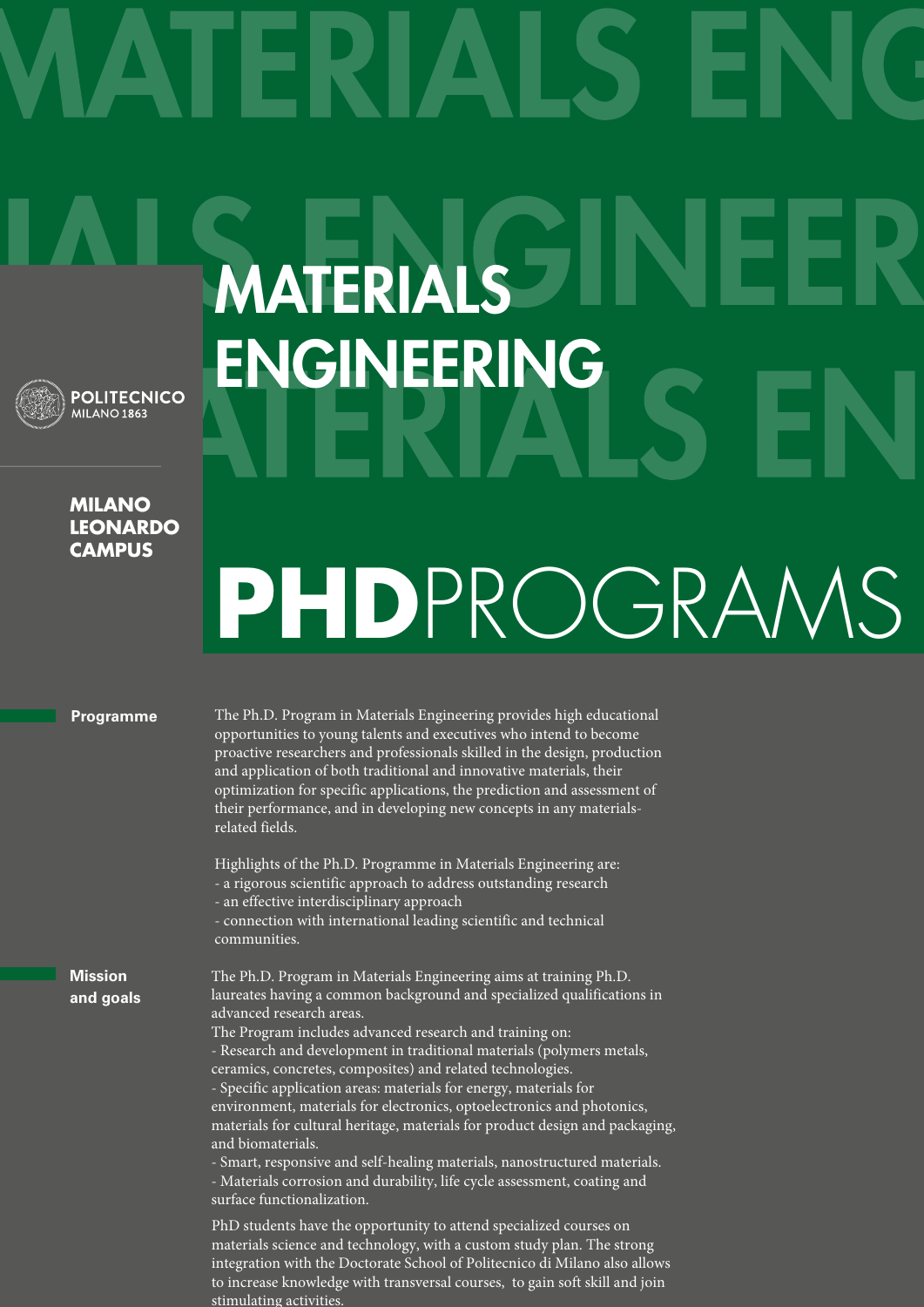# MATERIALS ENGINEERING

POLITECNICO
MILANO 1863

**MILANO LEONARDO CAMPUS**

# PHDPROGRAMS

## Programme

The Ph.D. Program in Materials Engineering provides high educational opportunities to young talents and executives who intend to become proactive researchers and professionals skilled in the design, production and application of both traditional and innovative materials, their optimization for specific applications, the prediction and assessment of their performance, and in developing new concepts in any materials-related fields.

Highlights of the Ph.D. Programme in Materials Engineering are:
- a rigorous scientific approach to address outstanding research
- an effective interdisciplinary approach
- connection with international leading scientific and technical communities.

## Mission and goals

The Ph.D. Program in Materials Engineering aims at training Ph.D. laureates having a common background and specialized qualifications in advanced research areas.
The Program includes advanced research and training on:
- Research and development in traditional materials (polymers metals, ceramics, concretes, composites) and related technologies.
- Specific application areas: materials for energy, materials for environment, materials for electronics, optoelectronics and photonics, materials for cultural heritage, materials for product design and packaging, and biomaterials.
- Smart, responsive and self-healing materials, nanostructured materials.
- Materials corrosion and durability, life cycle assessment, coating and surface functionalization.

PhD students have the opportunity to attend specialized courses on materials science and technology, with a custom study plan. The strong integration with the Doctorate School of Politecnico di Milano also allows to increase knowledge with transversal courses, to gain soft skill and join stimulating activities.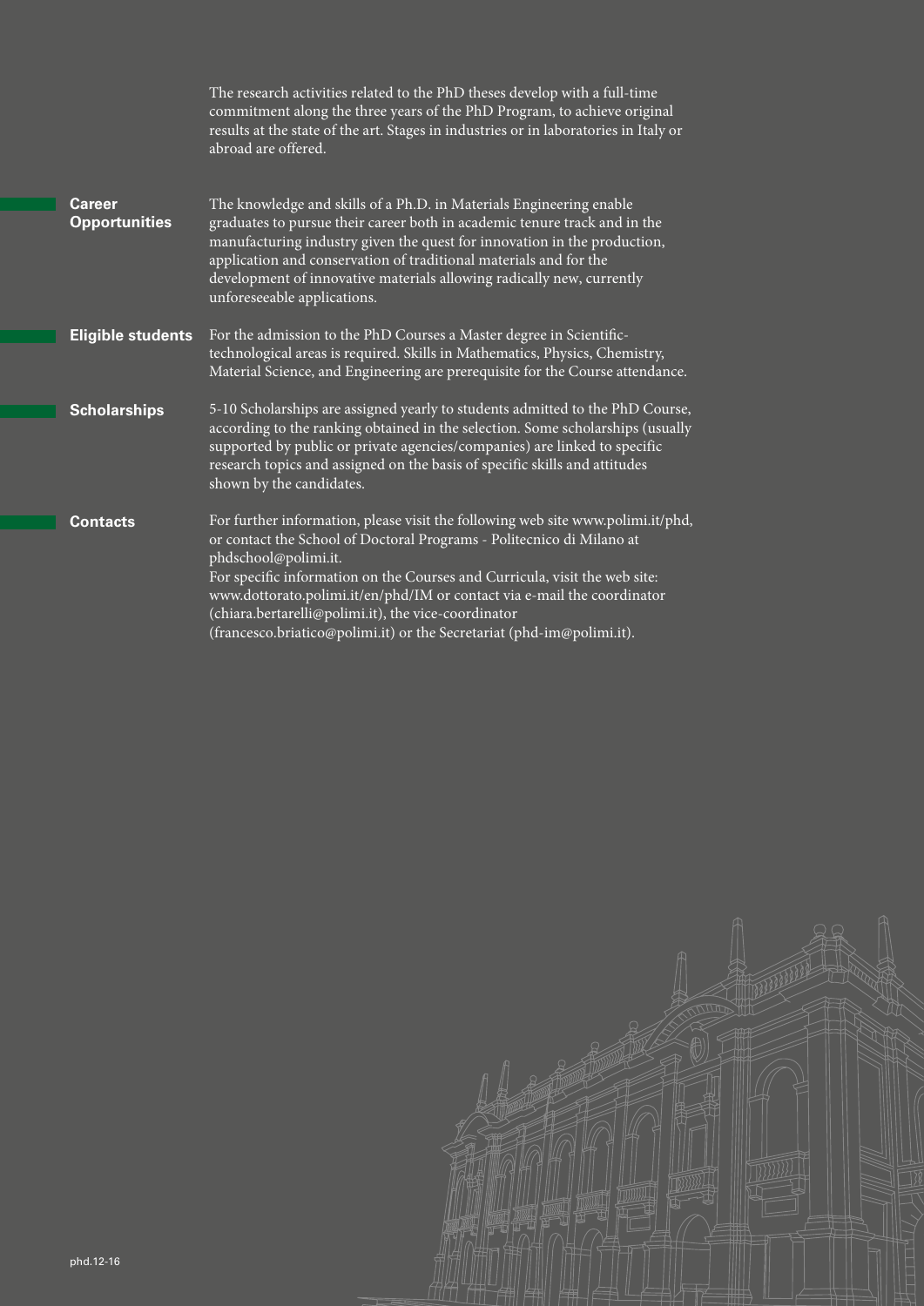The research activities related to the PhD theses develop with a full-time commitment along the three years of the PhD Program, to achieve original results at the state of the art. Stages in industries or in laboratories in Italy or abroad are offered.

## Career Opportunities

The knowledge and skills of a Ph.D. in Materials Engineering enable graduates to pursue their career both in academic tenure track and in the manufacturing industry given the quest for innovation in the production, application and conservation of traditional materials and for the development of innovative materials allowing radically new, currently unforeseeable applications.

## Eligible students

For the admission to the PhD Courses a Master degree in Scientific-technological areas is required. Skills in Mathematics, Physics, Chemistry, Material Science, and Engineering are prerequisite for the Course attendance.

## Scholarships

5-10 Scholarships are assigned yearly to students admitted to the PhD Course, according to the ranking obtained in the selection. Some scholarships (usually supported by public or private agencies/companies) are linked to specific research topics and assigned on the basis of specific skills and attitudes shown by the candidates.

## Contacts

For further information, please visit the following web site www.polimi.it/phd, or contact the School of Doctoral Programs - Politecnico di Milano at phdschool@polimi.it.
For specific information on the Courses and Curricula, visit the web site: www.dottorato.polimi.it/en/phd/IM or contact via e-mail the coordinator (chiara.bertarelli@polimi.it), the vice-coordinator (francesco.briatico@polimi.it) or the Secretariat (phd-im@polimi.it).

phd.12-16